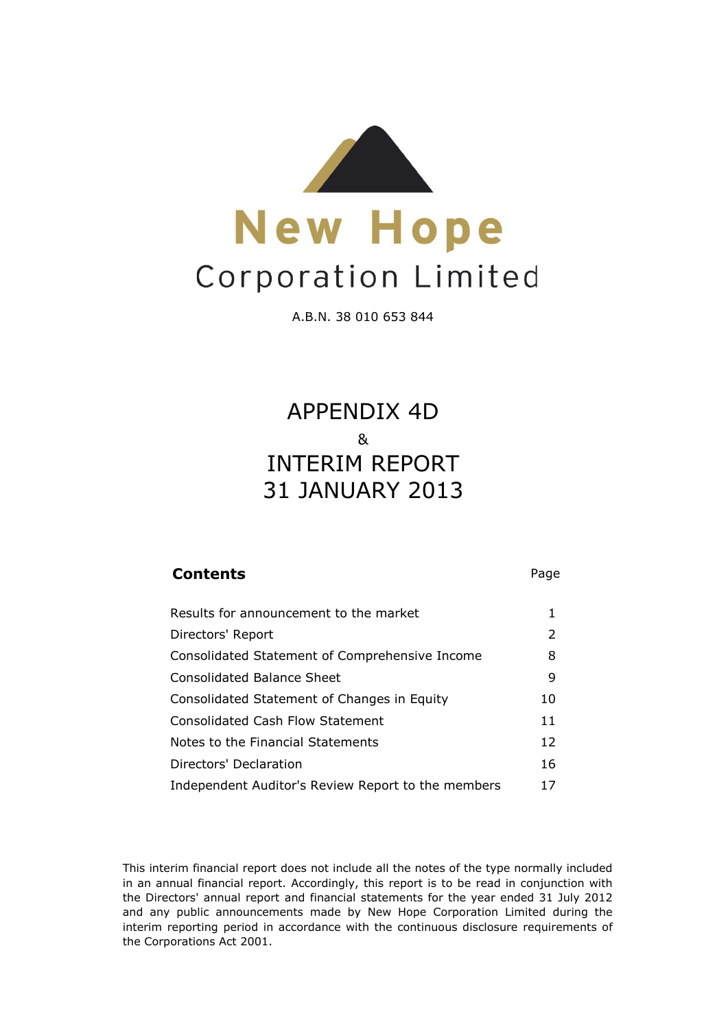# New Hope

## Corporation Limited

A.B.N. 38 010 653 844

# APPENDIX 4D

&

# INTERIM REPORT
# 31 JANUARY 2013

| **Contents** | Page |
|---|---|
| Results for announcement to the market | 1 |
| Directors' Report | 2 |
| Consolidated Statement of Comprehensive Income | 8 |
| Consolidated Balance Sheet | 9 |
| Consolidated Statement of Changes in Equity | 10 |
| Consolidated Cash Flow Statement | 11 |
| Notes to the Financial Statements | 12 |
| Directors' Declaration | 16 |
| Independent Auditor's Review Report to the members | 17 |

This interim financial report does not include all the notes of the type normally included in an annual financial report. Accordingly, this report is to be read in conjunction with the Directors' annual report and financial statements for the year ended 31 July 2012 and any public announcements made by New Hope Corporation Limited during the interim reporting period in accordance with the continuous disclosure requirements of the Corporations Act 2001.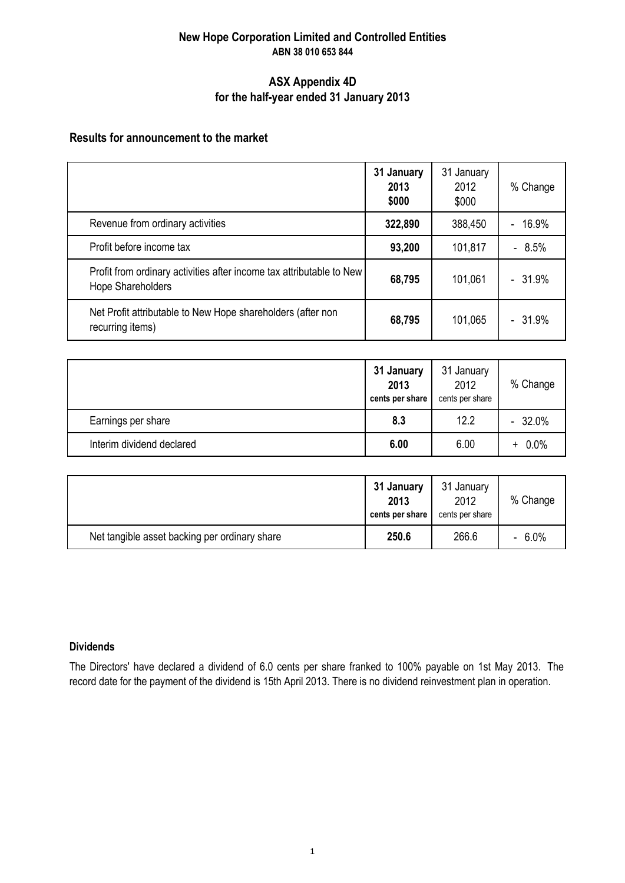**New Hope Corporation Limited and Controlled Entities**
**ABN 38 010 653 844**

# ASX Appendix 4D
## for the half-year ended 31 January 2013

### Results for announcement to the market

| | **31 January 2013 $000** | 31 January 2012 $000 | % Change |
|---|---|---|---|
| Revenue from ordinary activities | **322,890** | 388,450 | - 16.9% |
| Profit before income tax | **93,200** | 101,817 | - 8.5% |
| Profit from ordinary activities after income tax attributable to New Hope Shareholders | **68,795** | 101,061 | - 31.9% |
| Net Profit attributable to New Hope shareholders (after non recurring items) | **68,795** | 101,065 | - 31.9% |

| | **31 January 2013 cents per share** | 31 January 2012 cents per share | % Change |
|---|---|---|---|
| Earnings per share | **8.3** | 12.2 | - 32.0% |
| Interim dividend declared | **6.00** | 6.00 | + 0.0% |

| | **31 January 2013 cents per share** | 31 January 2012 cents per share | % Change |
|---|---|---|---|
| Net tangible asset backing per ordinary share | **250.6** | 266.6 | - 6.0% |

### Dividends

The Directors' have declared a dividend of 6.0 cents per share franked to 100% payable on 1st May 2013. The record date for the payment of the dividend is 15th April 2013. There is no dividend reinvestment plan in operation.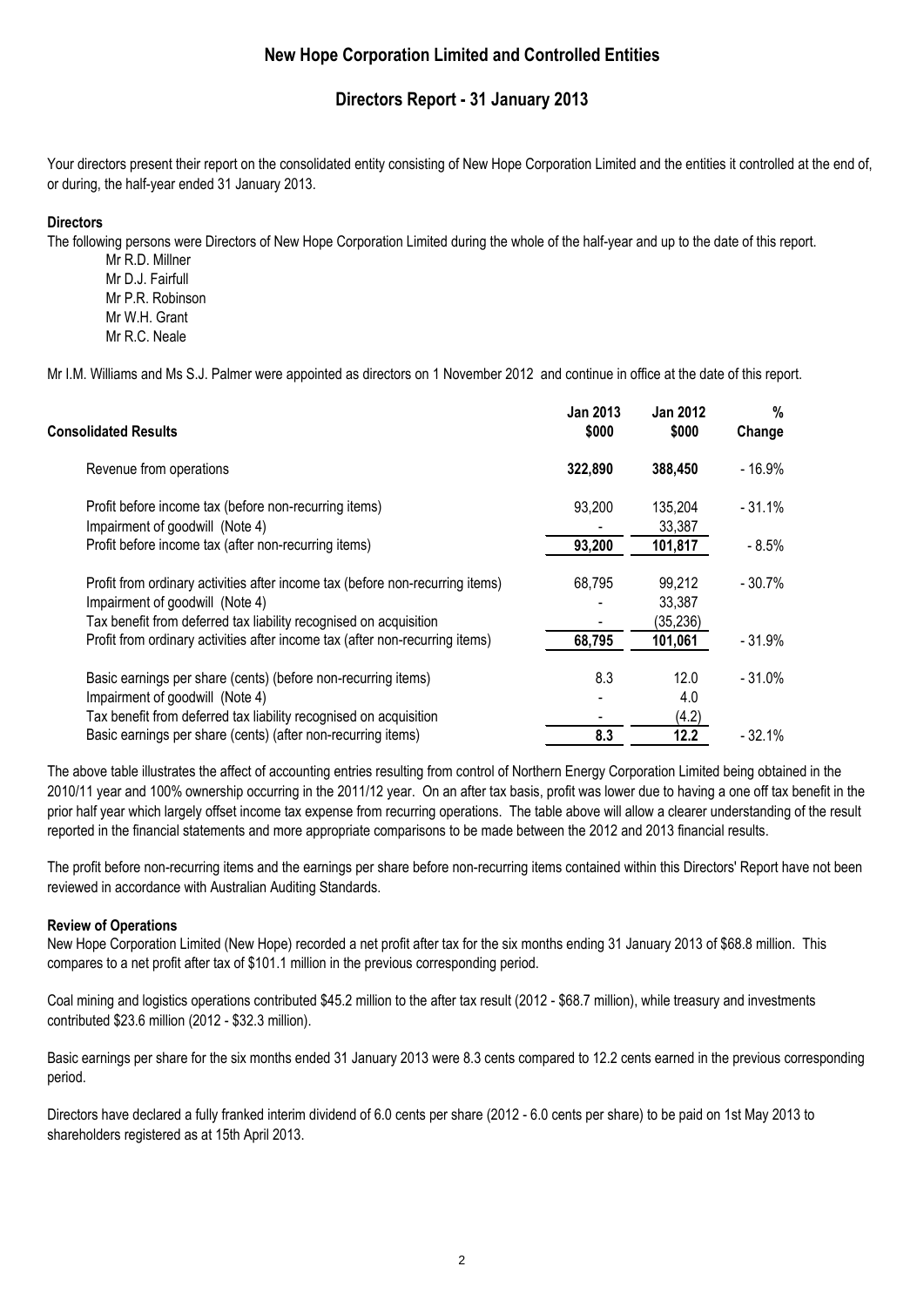# New Hope Corporation Limited and Controlled Entities

## Directors Report - 31 January 2013

Your directors present their report on the consolidated entity consisting of New Hope Corporation Limited and the entities it controlled at the end of, or during, the half-year ended 31 January 2013.

**Directors**

The following persons were Directors of New Hope Corporation Limited during the whole of the half-year and up to the date of this report.

Mr R.D. Millner
Mr D.J. Fairfull
Mr P.R. Robinson
Mr W.H. Grant
Mr R.C. Neale

Mr I.M. Williams and Ms S.J. Palmer were appointed as directors on 1 November 2012 and continue in office at the date of this report.

| Consolidated Results | Jan 2013 $000 | Jan 2012 $000 | % Change |
|---|---|---|---|
| Revenue from operations | **322,890** | **388,450** | - 16.9% |
| Profit before income tax (before non-recurring items) | 93,200 | 135,204 | - 31.1% |
| Impairment of goodwill (Note 4) | - | 33,387 | |
| Profit before income tax (after non-recurring items) | **93,200** | **101,817** | - 8.5% |
| Profit from ordinary activities after income tax (before non-recurring items) | 68,795 | 99,212 | - 30.7% |
| Impairment of goodwill (Note 4) | - | 33,387 | |
| Tax benefit from deferred tax liability recognised on acquisition | - | (35,236) | |
| Profit from ordinary activities after income tax (after non-recurring items) | **68,795** | **101,061** | - 31.9% |
| Basic earnings per share (cents) (before non-recurring items) | 8.3 | 12.0 | - 31.0% |
| Impairment of goodwill (Note 4) | - | 4.0 | |
| Tax benefit from deferred tax liability recognised on acquisition | - | (4.2) | |
| Basic earnings per share (cents) (after non-recurring items) | **8.3** | **12.2** | - 32.1% |

The above table illustrates the affect of accounting entries resulting from control of Northern Energy Corporation Limited being obtained in the 2010/11 year and 100% ownership occurring in the 2011/12 year. On an after tax basis, profit was lower due to having a one off tax benefit in the prior half year which largely offset income tax expense from recurring operations. The table above will allow a clearer understanding of the result reported in the financial statements and more appropriate comparisons to be made between the 2012 and 2013 financial results.

The profit before non-recurring items and the earnings per share before non-recurring items contained within this Directors' Report have not been reviewed in accordance with Australian Auditing Standards.

**Review of Operations**

New Hope Corporation Limited (New Hope) recorded a net profit after tax for the six months ending 31 January 2013 of $68.8 million. This compares to a net profit after tax of $101.1 million in the previous corresponding period.

Coal mining and logistics operations contributed $45.2 million to the after tax result (2012 - $68.7 million), while treasury and investments contributed $23.6 million (2012 - $32.3 million).

Basic earnings per share for the six months ended 31 January 2013 were 8.3 cents compared to 12.2 cents earned in the previous corresponding period.

Directors have declared a fully franked interim dividend of 6.0 cents per share (2012 - 6.0 cents per share) to be paid on 1st May 2013 to shareholders registered as at 15th April 2013.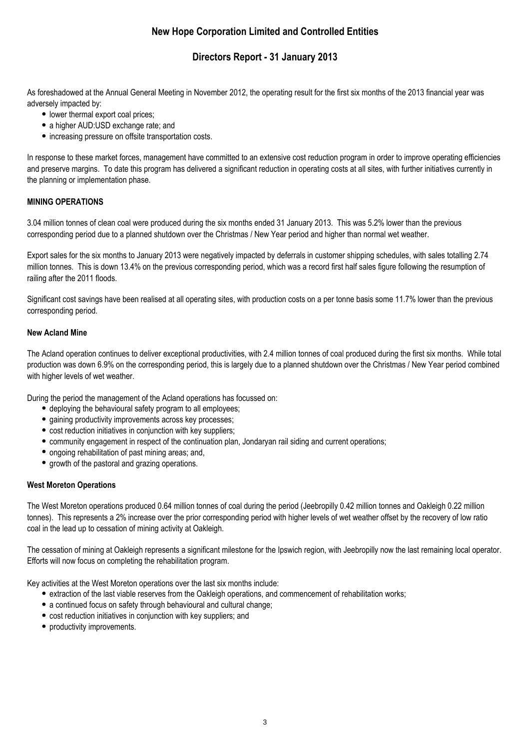# New Hope Corporation Limited and Controlled Entities

## Directors Report - 31 January 2013

As foreshadowed at the Annual General Meeting in November 2012, the operating result for the first six months of the 2013 financial year was adversely impacted by:

- lower thermal export coal prices;
- a higher AUD:USD exchange rate; and
- increasing pressure on offsite transportation costs.

In response to these market forces, management have committed to an extensive cost reduction program in order to improve operating efficiencies and preserve margins. To date this program has delivered a significant reduction in operating costs at all sites, with further initiatives currently in the planning or implementation phase.

### MINING OPERATIONS

3.04 million tonnes of clean coal were produced during the six months ended 31 January 2013. This was 5.2% lower than the previous corresponding period due to a planned shutdown over the Christmas / New Year period and higher than normal wet weather.

Export sales for the six months to January 2013 were negatively impacted by deferrals in customer shipping schedules, with sales totalling 2.74 million tonnes. This is down 13.4% on the previous corresponding period, which was a record first half sales figure following the resumption of railing after the 2011 floods.

Significant cost savings have been realised at all operating sites, with production costs on a per tonne basis some 11.7% lower than the previous corresponding period.

#### New Acland Mine

The Acland operation continues to deliver exceptional productivities, with 2.4 million tonnes of coal produced during the first six months. While total production was down 6.9% on the corresponding period, this is largely due to a planned shutdown over the Christmas / New Year period combined with higher levels of wet weather.

During the period the management of the Acland operations has focussed on:

- deploying the behavioural safety program to all employees;
- gaining productivity improvements across key processes;
- cost reduction initiatives in conjunction with key suppliers;
- community engagement in respect of the continuation plan, Jondaryan rail siding and current operations;
- ongoing rehabilitation of past mining areas; and,
- growth of the pastoral and grazing operations.

#### West Moreton Operations

The West Moreton operations produced 0.64 million tonnes of coal during the period (Jeebropilly 0.42 million tonnes and Oakleigh 0.22 million tonnes). This represents a 2% increase over the prior corresponding period with higher levels of wet weather offset by the recovery of low ratio coal in the lead up to cessation of mining activity at Oakleigh.

The cessation of mining at Oakleigh represents a significant milestone for the Ipswich region, with Jeebropilly now the last remaining local operator. Efforts will now focus on completing the rehabilitation program.

Key activities at the West Moreton operations over the last six months include:

- extraction of the last viable reserves from the Oakleigh operations, and commencement of rehabilitation works;
- a continued focus on safety through behavioural and cultural change;
- cost reduction initiatives in conjunction with key suppliers; and
- productivity improvements.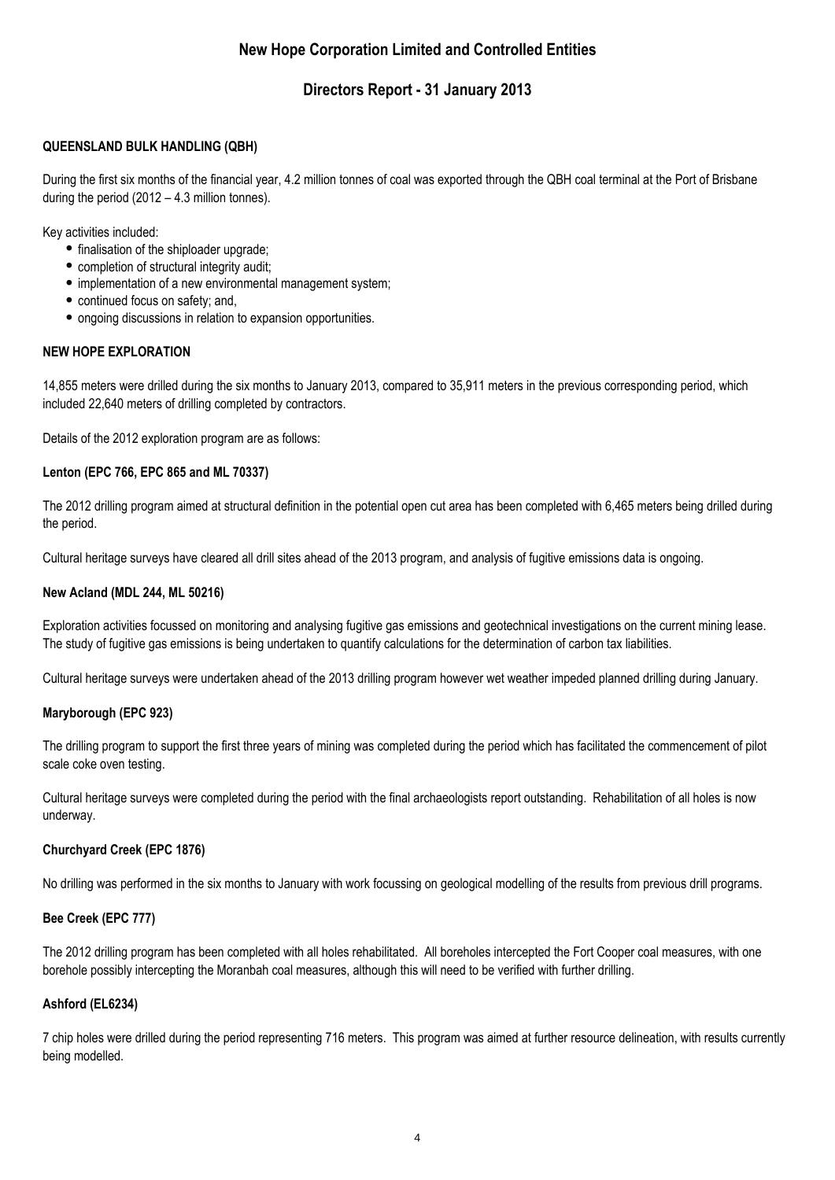## QUEENSLAND BULK HANDLING (QBH)

During the first six months of the financial year, 4.2 million tonnes of coal was exported through the QBH coal terminal at the Port of Brisbane during the period (2012 – 4.3 million tonnes).

Key activities included:

- finalisation of the shiploader upgrade;
- completion of structural integrity audit;
- implementation of a new environmental management system;
- continued focus on safety; and,
- ongoing discussions in relation to expansion opportunities.

## NEW HOPE EXPLORATION

14,855 meters were drilled during the six months to January 2013, compared to 35,911 meters in the previous corresponding period, which included 22,640 meters of drilling completed by contractors.

Details of the 2012 exploration program are as follows:

### Lenton (EPC 766, EPC 865 and ML 70337)

The 2012 drilling program aimed at structural definition in the potential open cut area has been completed with 6,465 meters being drilled during the period.

Cultural heritage surveys have cleared all drill sites ahead of the 2013 program, and analysis of fugitive emissions data is ongoing.

### New Acland (MDL 244, ML 50216)

Exploration activities focussed on monitoring and analysing fugitive gas emissions and geotechnical investigations on the current mining lease. The study of fugitive gas emissions is being undertaken to quantify calculations for the determination of carbon tax liabilities.

Cultural heritage surveys were undertaken ahead of the 2013 drilling program however wet weather impeded planned drilling during January.

### Maryborough (EPC 923)

The drilling program to support the first three years of mining was completed during the period which has facilitated the commencement of pilot scale coke oven testing.

Cultural heritage surveys were completed during the period with the final archaeologists report outstanding. Rehabilitation of all holes is now underway.

### Churchyard Creek (EPC 1876)

No drilling was performed in the six months to January with work focussing on geological modelling of the results from previous drill programs.

### Bee Creek (EPC 777)

The 2012 drilling program has been completed with all holes rehabilitated. All boreholes intercepted the Fort Cooper coal measures, with one borehole possibly intercepting the Moranbah coal measures, although this will need to be verified with further drilling.

### Ashford (EL6234)

7 chip holes were drilled during the period representing 716 meters. This program was aimed at further resource delineation, with results currently being modelled.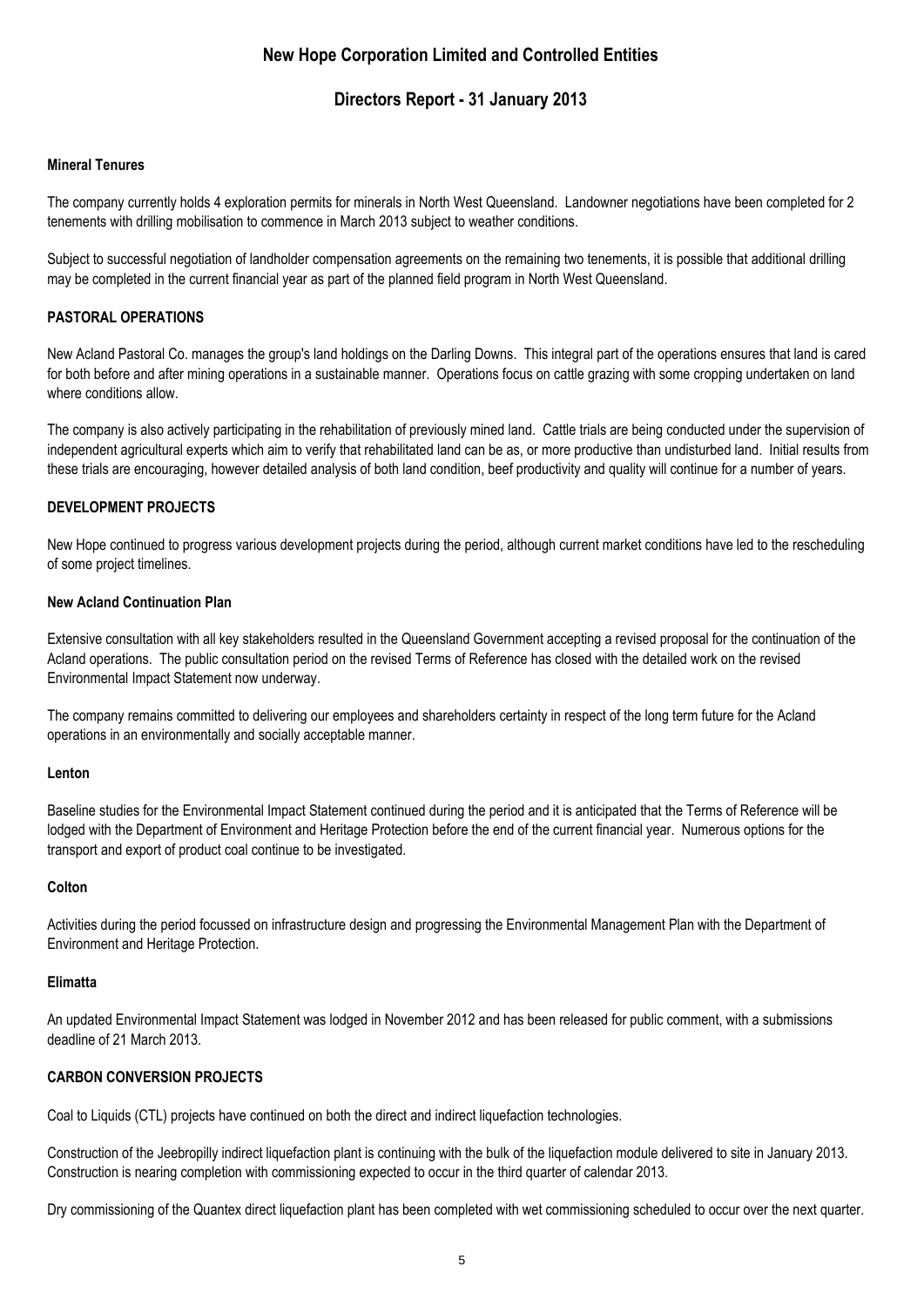# New Hope Corporation Limited and Controlled Entities

## Directors Report - 31 January 2013

**Mineral Tenures**

The company currently holds 4 exploration permits for minerals in North West Queensland. Landowner negotiations have been completed for 2 tenements with drilling mobilisation to commence in March 2013 subject to weather conditions.

Subject to successful negotiation of landholder compensation agreements on the remaining two tenements, it is possible that additional drilling may be completed in the current financial year as part of the planned field program in North West Queensland.

### PASTORAL OPERATIONS

New Acland Pastoral Co. manages the group's land holdings on the Darling Downs. This integral part of the operations ensures that land is cared for both before and after mining operations in a sustainable manner. Operations focus on cattle grazing with some cropping undertaken on land where conditions allow.

The company is also actively participating in the rehabilitation of previously mined land. Cattle trials are being conducted under the supervision of independent agricultural experts which aim to verify that rehabilitated land can be as, or more productive than undisturbed land. Initial results from these trials are encouraging, however detailed analysis of both land condition, beef productivity and quality will continue for a number of years.

### DEVELOPMENT PROJECTS

New Hope continued to progress various development projects during the period, although current market conditions have led to the rescheduling of some project timelines.

**New Acland Continuation Plan**

Extensive consultation with all key stakeholders resulted in the Queensland Government accepting a revised proposal for the continuation of the Acland operations. The public consultation period on the revised Terms of Reference has closed with the detailed work on the revised Environmental Impact Statement now underway.

The company remains committed to delivering our employees and shareholders certainty in respect of the long term future for the Acland operations in an environmentally and socially acceptable manner.

**Lenton**

Baseline studies for the Environmental Impact Statement continued during the period and it is anticipated that the Terms of Reference will be lodged with the Department of Environment and Heritage Protection before the end of the current financial year. Numerous options for the transport and export of product coal continue to be investigated.

**Colton**

Activities during the period focussed on infrastructure design and progressing the Environmental Management Plan with the Department of Environment and Heritage Protection.

**Elimatta**

An updated Environmental Impact Statement was lodged in November 2012 and has been released for public comment, with a submissions deadline of 21 March 2013.

### CARBON CONVERSION PROJECTS

Coal to Liquids (CTL) projects have continued on both the direct and indirect liquefaction technologies.

Construction of the Jeebropilly indirect liquefaction plant is continuing with the bulk of the liquefaction module delivered to site in January 2013. Construction is nearing completion with commissioning expected to occur in the third quarter of calendar 2013.

Dry commissioning of the Quantex direct liquefaction plant has been completed with wet commissioning scheduled to occur over the next quarter.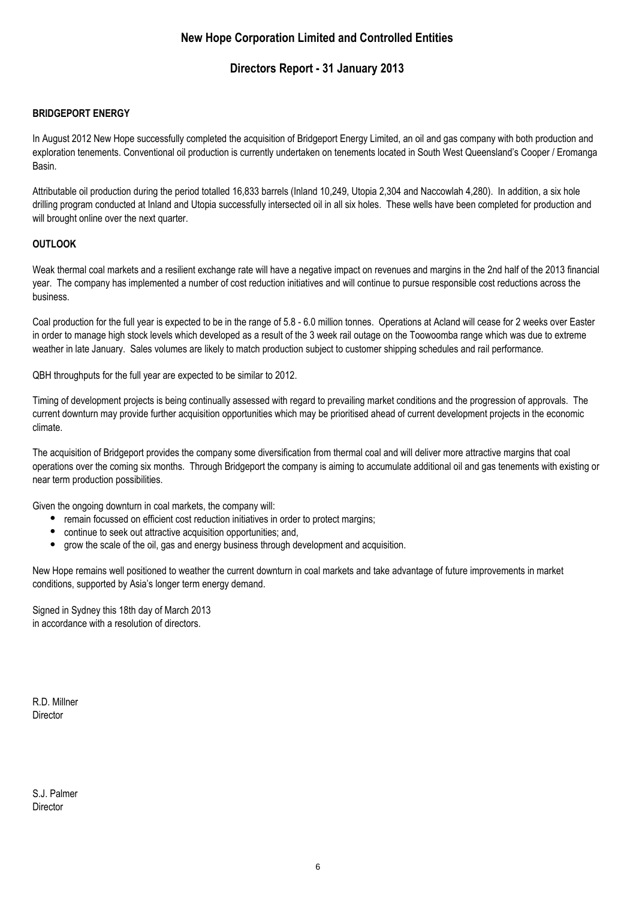# New Hope Corporation Limited and Controlled Entities

## Directors Report - 31 January 2013

**BRIDGEPORT ENERGY**

In August 2012 New Hope successfully completed the acquisition of Bridgeport Energy Limited, an oil and gas company with both production and exploration tenements. Conventional oil production is currently undertaken on tenements located in South West Queensland's Cooper / Eromanga Basin.

Attributable oil production during the period totalled 16,833 barrels (Inland 10,249, Utopia 2,304 and Naccowlah 4,280). In addition, a six hole drilling program conducted at Inland and Utopia successfully intersected oil in all six holes. These wells have been completed for production and will brought online over the next quarter.

**OUTLOOK**

Weak thermal coal markets and a resilient exchange rate will have a negative impact on revenues and margins in the 2nd half of the 2013 financial year. The company has implemented a number of cost reduction initiatives and will continue to pursue responsible cost reductions across the business.

Coal production for the full year is expected to be in the range of 5.8 - 6.0 million tonnes. Operations at Acland will cease for 2 weeks over Easter in order to manage high stock levels which developed as a result of the 3 week rail outage on the Toowoomba range which was due to extreme weather in late January. Sales volumes are likely to match production subject to customer shipping schedules and rail performance.

QBH throughputs for the full year are expected to be similar to 2012.

Timing of development projects is being continually assessed with regard to prevailing market conditions and the progression of approvals. The current downturn may provide further acquisition opportunities which may be prioritised ahead of current development projects in the economic climate.

The acquisition of Bridgeport provides the company some diversification from thermal coal and will deliver more attractive margins that coal operations over the coming six months. Through Bridgeport the company is aiming to accumulate additional oil and gas tenements with existing or near term production possibilities.

Given the ongoing downturn in coal markets, the company will:

- remain focussed on efficient cost reduction initiatives in order to protect margins;
- continue to seek out attractive acquisition opportunities; and,
- grow the scale of the oil, gas and energy business through development and acquisition.

New Hope remains well positioned to weather the current downturn in coal markets and take advantage of future improvements in market conditions, supported by Asia's longer term energy demand.

Signed in Sydney this 18th day of March 2013
in accordance with a resolution of directors.

R.D. Millner
Director

S.J. Palmer
Director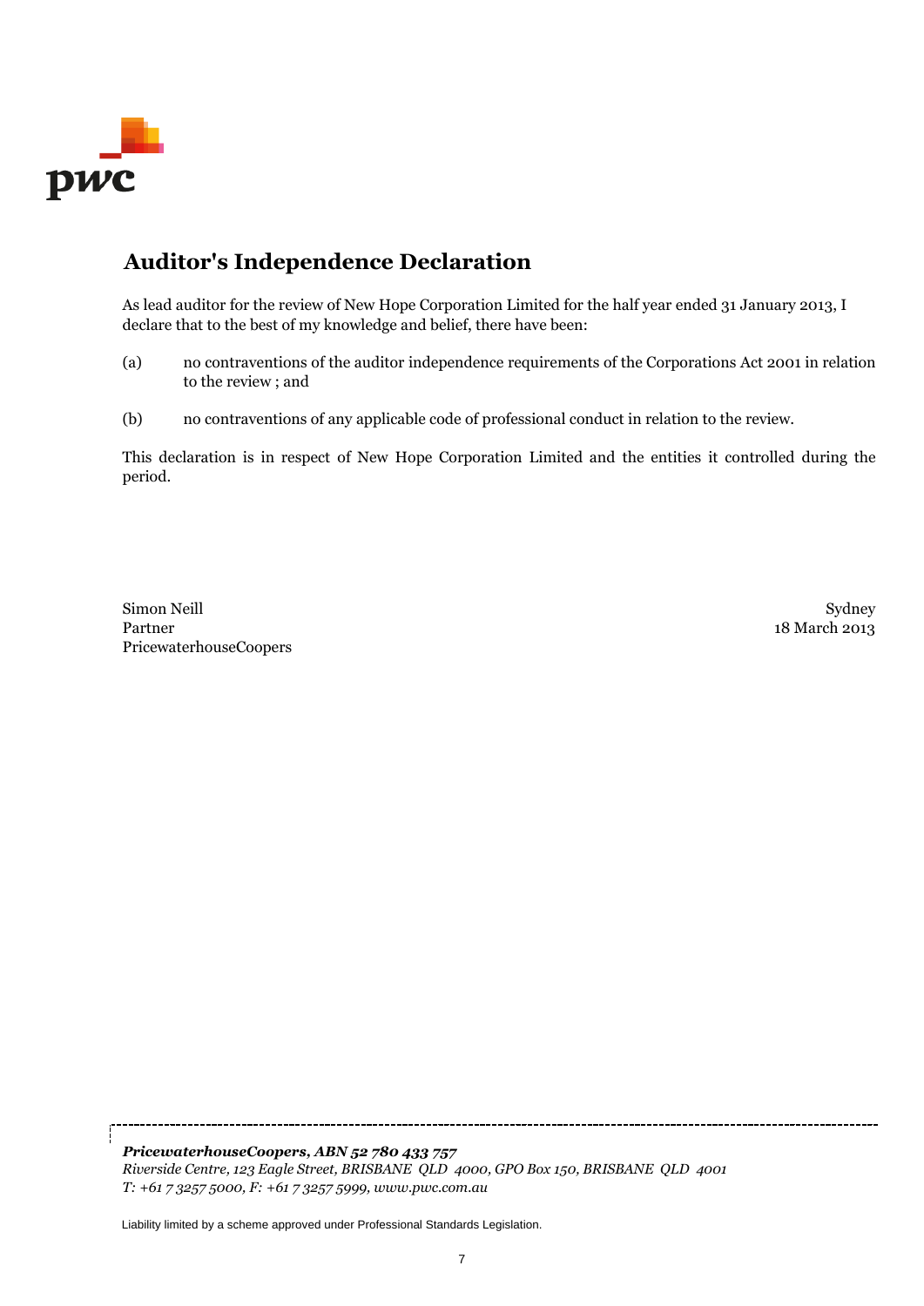# Auditor's Independence Declaration

As lead auditor for the review of New Hope Corporation Limited for the half year ended 31 January 2013, I declare that to the best of my knowledge and belief, there have been:

(a) no contraventions of the auditor independence requirements of the Corporations Act 2001 in relation to the review ; and

(b) no contraventions of any applicable code of professional conduct in relation to the review.

This declaration is in respect of New Hope Corporation Limited and the entities it controlled during the period.

Simon Neill
Partner
PricewaterhouseCoopers

Sydney
18 March 2013

***PricewaterhouseCoopers, ABN 52 780 433 757***
*Riverside Centre, 123 Eagle Street, BRISBANE QLD 4000, GPO Box 150, BRISBANE QLD 4001*
*T: +61 7 3257 5000, F: +61 7 3257 5999, www.pwc.com.au*

Liability limited by a scheme approved under Professional Standards Legislation.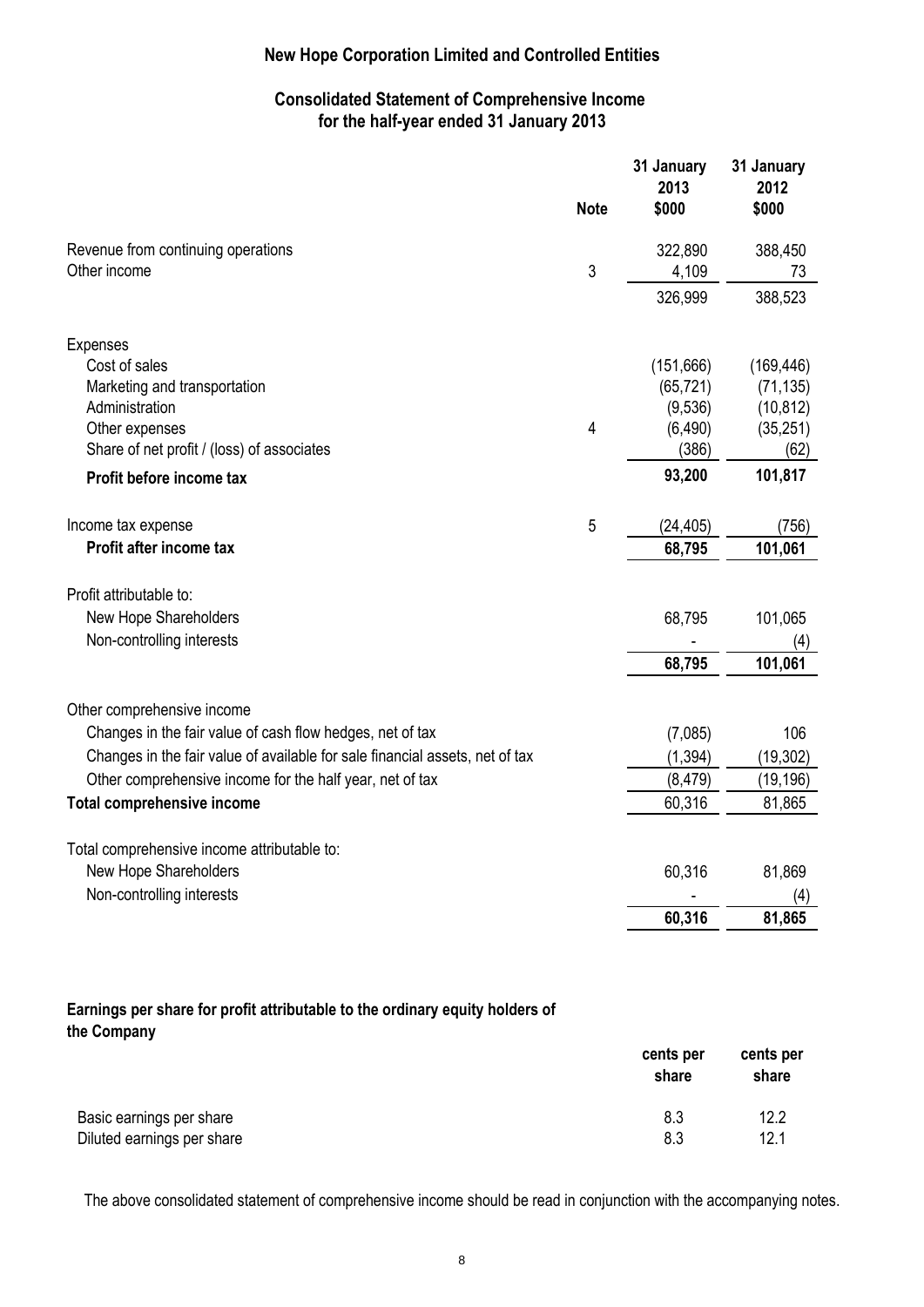# New Hope Corporation Limited and Controlled Entities

## Consolidated Statement of Comprehensive Income for the half-year ended 31 January 2013

| | Note | 31 January 2013 $000 | 31 January 2012 $000 |
|---|---|---|---|
| Revenue from continuing operations | | 322,890 | 388,450 |
| Other income | 3 | 4,109 | 73 |
| | | 326,999 | 388,523 |
| Expenses | | | |
| Cost of sales | | (151,666) | (169,446) |
| Marketing and transportation | | (65,721) | (71,135) |
| Administration | | (9,536) | (10,812) |
| Other expenses | 4 | (6,490) | (35,251) |
| Share of net profit / (loss) of associates | | (386) | (62) |
| **Profit before income tax** | | **93,200** | **101,817** |
| Income tax expense | 5 | (24,405) | (756) |
| **Profit after income tax** | | **68,795** | **101,061** |
| Profit attributable to: | | | |
| New Hope Shareholders | | 68,795 | 101,065 |
| Non-controlling interests | | - | (4) |
| | | **68,795** | **101,061** |
| Other comprehensive income | | | |
| Changes in the fair value of cash flow hedges, net of tax | | (7,085) | 106 |
| Changes in the fair value of available for sale financial assets, net of tax | | (1,394) | (19,302) |
| Other comprehensive income for the half year, net of tax | | (8,479) | (19,196) |
| **Total comprehensive income** | | 60,316 | 81,865 |
| Total comprehensive income attributable to: | | | |
| New Hope Shareholders | | 60,316 | 81,869 |
| Non-controlling interests | | - | (4) |
| | | **60,316** | **81,865** |

**Earnings per share for profit attributable to the ordinary equity holders of the Company**

| | cents per share | cents per share |
|---|---|---|
| Basic earnings per share | 8.3 | 12.2 |
| Diluted earnings per share | 8.3 | 12.1 |

The above consolidated statement of comprehensive income should be read in conjunction with the accompanying notes.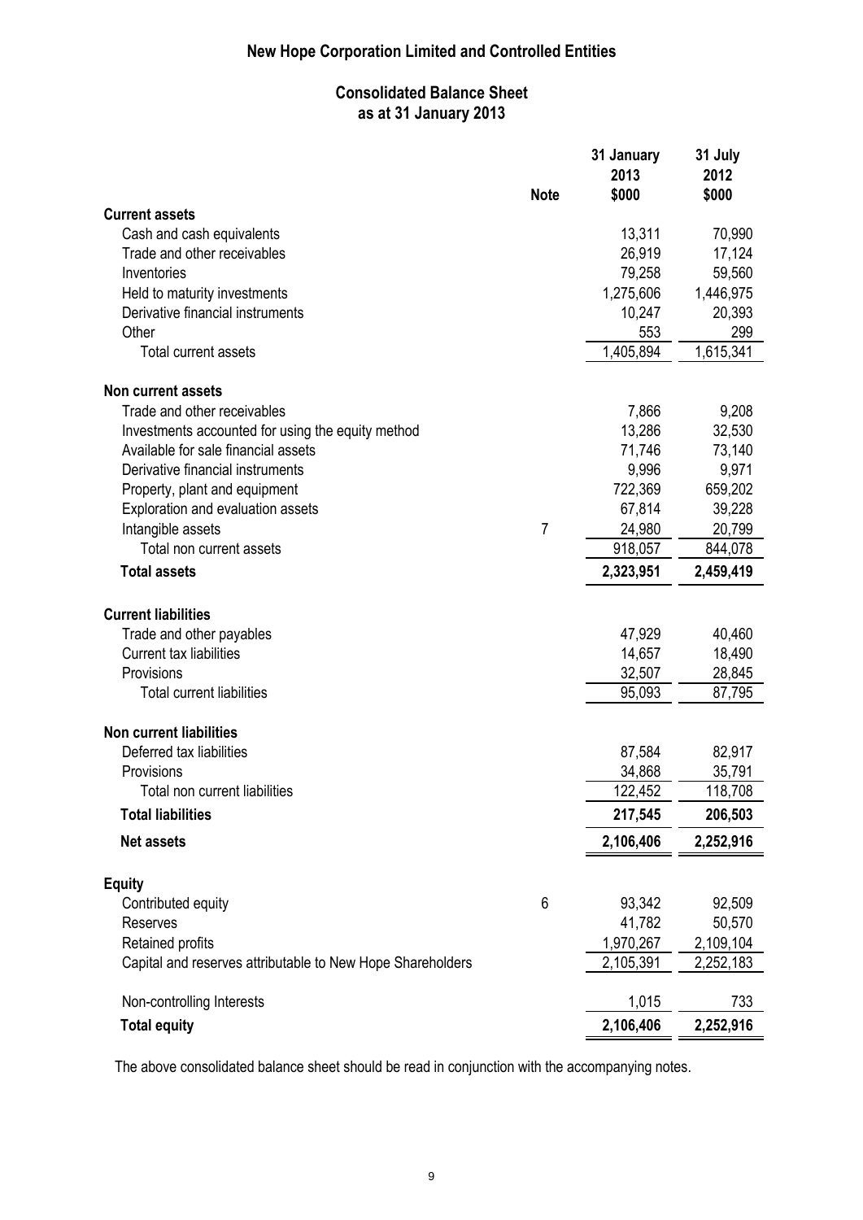# New Hope Corporation Limited and Controlled Entities

## Consolidated Balance Sheet
## as at 31 January 2013

| | Note | 31 January 2013 $000 | 31 July 2012 $000 |
|---|---|---|---|
| **Current assets** | | | |
| Cash and cash equivalents | | 13,311 | 70,990 |
| Trade and other receivables | | 26,919 | 17,124 |
| Inventories | | 79,258 | 59,560 |
| Held to maturity investments | | 1,275,606 | 1,446,975 |
| Derivative financial instruments | | 10,247 | 20,393 |
| Other | | 553 | 299 |
| Total current assets | | 1,405,894 | 1,615,341 |
| **Non current assets** | | | |
| Trade and other receivables | | 7,866 | 9,208 |
| Investments accounted for using the equity method | | 13,286 | 32,530 |
| Available for sale financial assets | | 71,746 | 73,140 |
| Derivative financial instruments | | 9,996 | 9,971 |
| Property, plant and equipment | | 722,369 | 659,202 |
| Exploration and evaluation assets | | 67,814 | 39,228 |
| Intangible assets | 7 | 24,980 | 20,799 |
| Total non current assets | | 918,057 | 844,078 |
| **Total assets** | | **2,323,951** | **2,459,419** |
| **Current liabilities** | | | |
| Trade and other payables | | 47,929 | 40,460 |
| Current tax liabilities | | 14,657 | 18,490 |
| Provisions | | 32,507 | 28,845 |
| Total current liabilities | | 95,093 | 87,795 |
| **Non current liabilities** | | | |
| Deferred tax liabilities | | 87,584 | 82,917 |
| Provisions | | 34,868 | 35,791 |
| Total non current liabilities | | 122,452 | 118,708 |
| **Total liabilities** | | **217,545** | **206,503** |
| **Net assets** | | **2,106,406** | **2,252,916** |
| **Equity** | | | |
| Contributed equity | 6 | 93,342 | 92,509 |
| Reserves | | 41,782 | 50,570 |
| Retained profits | | 1,970,267 | 2,109,104 |
| Capital and reserves attributable to New Hope Shareholders | | 2,105,391 | 2,252,183 |
| Non-controlling Interests | | 1,015 | 733 |
| **Total equity** | | **2,106,406** | **2,252,916** |

The above consolidated balance sheet should be read in conjunction with the accompanying notes.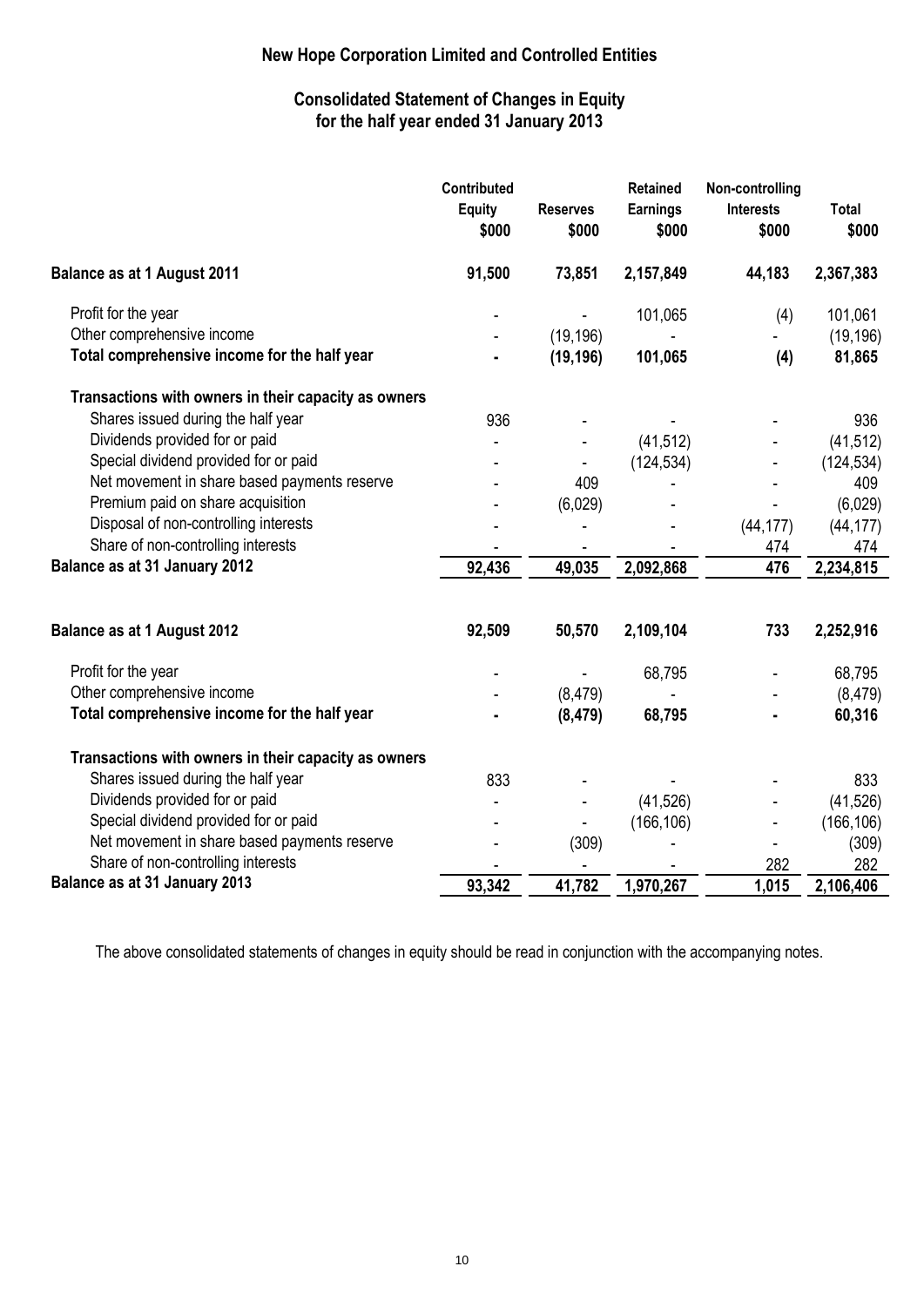# New Hope Corporation Limited and Controlled Entities

## Consolidated Statement of Changes in Equity for the half year ended 31 January 2013

| | Contributed Equity $000 | Reserves $000 | Retained Earnings $000 | Non-controlling Interests $000 | Total $000 |
|---|---|---|---|---|---|
| **Balance as at 1 August 2011** | **91,500** | **73,851** | **2,157,849** | **44,183** | **2,367,383** |
| Profit for the year | - | - | 101,065 | (4) | 101,061 |
| Other comprehensive income | - | (19,196) | - | - | (19,196) |
| **Total comprehensive income for the half year** | **-** | **(19,196)** | **101,065** | **(4)** | **81,865** |
| **Transactions with owners in their capacity as owners** | | | | | |
| Shares issued during the half year | 936 | - | - | - | 936 |
| Dividends provided for or paid | - | - | (41,512) | - | (41,512) |
| Special dividend provided for or paid | - | - | (124,534) | - | (124,534) |
| Net movement in share based payments reserve | - | 409 | - | - | 409 |
| Premium paid on share acquisition | - | (6,029) | - | - | (6,029) |
| Disposal of non-controlling interests | - | - | - | (44,177) | (44,177) |
| Share of non-controlling interests | - | - | - | 474 | 474 |
| **Balance as at 31 January 2012** | **92,436** | **49,035** | **2,092,868** | **476** | **2,234,815** |
| | | | | | |
| **Balance as at 1 August 2012** | **92,509** | **50,570** | **2,109,104** | **733** | **2,252,916** |
| Profit for the year | - | - | 68,795 | - | 68,795 |
| Other comprehensive income | - | (8,479) | - | - | (8,479) |
| **Total comprehensive income for the half year** | **-** | **(8,479)** | **68,795** | **-** | **60,316** |
| **Transactions with owners in their capacity as owners** | | | | | |
| Shares issued during the half year | 833 | - | - | - | 833 |
| Dividends provided for or paid | - | - | (41,526) | - | (41,526) |
| Special dividend provided for or paid | - | - | (166,106) | - | (166,106) |
| Net movement in share based payments reserve | - | (309) | - | - | (309) |
| Share of non-controlling interests | - | - | - | 282 | 282 |
| **Balance as at 31 January 2013** | **93,342** | **41,782** | **1,970,267** | **1,015** | **2,106,406** |

The above consolidated statements of changes in equity should be read in conjunction with the accompanying notes.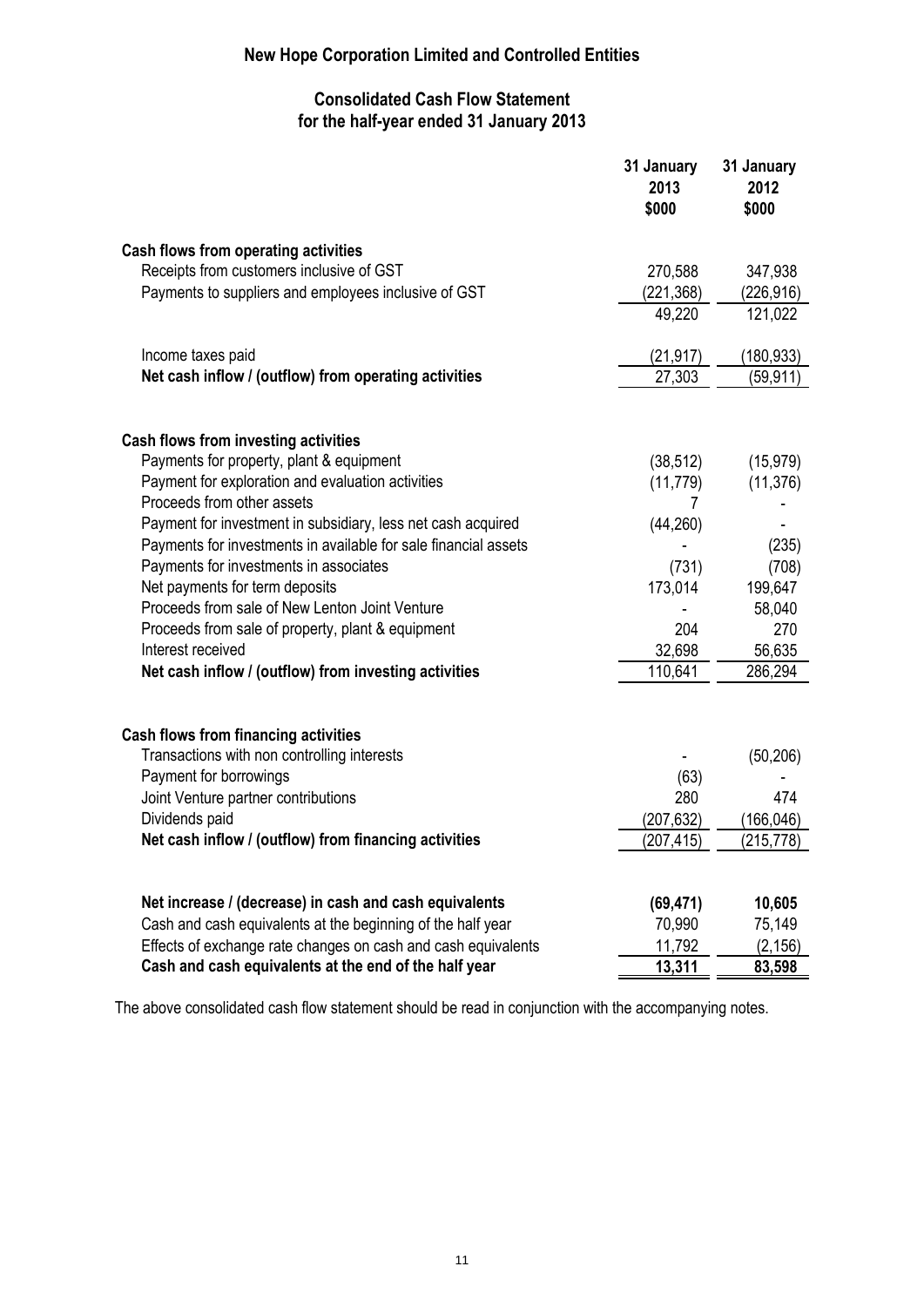# New Hope Corporation Limited and Controlled Entities

## Consolidated Cash Flow Statement for the half-year ended 31 January 2013

| | 31 January 2013 $000 | 31 January 2012 $000 |
|---|---|---|
| **Cash flows from operating activities** | | |
| Receipts from customers inclusive of GST | 270,588 | 347,938 |
| Payments to suppliers and employees inclusive of GST | (221,368) | (226,916) |
| | 49,220 | 121,022 |
| Income taxes paid | (21,917) | (180,933) |
| **Net cash inflow / (outflow) from operating activities** | 27,303 | (59,911) |
| **Cash flows from investing activities** | | |
| Payments for property, plant & equipment | (38,512) | (15,979) |
| Payment for exploration and evaluation activities | (11,779) | (11,376) |
| Proceeds from other assets | 7 | - |
| Payment for investment in subsidiary, less net cash acquired | (44,260) | - |
| Payments for investments in available for sale financial assets | - | (235) |
| Payments for investments in associates | (731) | (708) |
| Net payments for term deposits | 173,014 | 199,647 |
| Proceeds from sale of New Lenton Joint Venture | - | 58,040 |
| Proceeds from sale of property, plant & equipment | 204 | 270 |
| Interest received | 32,698 | 56,635 |
| **Net cash inflow / (outflow) from investing activities** | 110,641 | 286,294 |
| **Cash flows from financing activities** | | |
| Transactions with non controlling interests | - | (50,206) |
| Payment for borrowings | (63) | - |
| Joint Venture partner contributions | 280 | 474 |
| Dividends paid | (207,632) | (166,046) |
| **Net cash inflow / (outflow) from financing activities** | (207,415) | (215,778) |
| **Net increase / (decrease) in cash and cash equivalents** | **(69,471)** | **10,605** |
| Cash and cash equivalents at the beginning of the half year | 70,990 | 75,149 |
| Effects of exchange rate changes on cash and cash equivalents | 11,792 | (2,156) |
| **Cash and cash equivalents at the end of the half year** | **13,311** | **83,598** |

The above consolidated cash flow statement should be read in conjunction with the accompanying notes.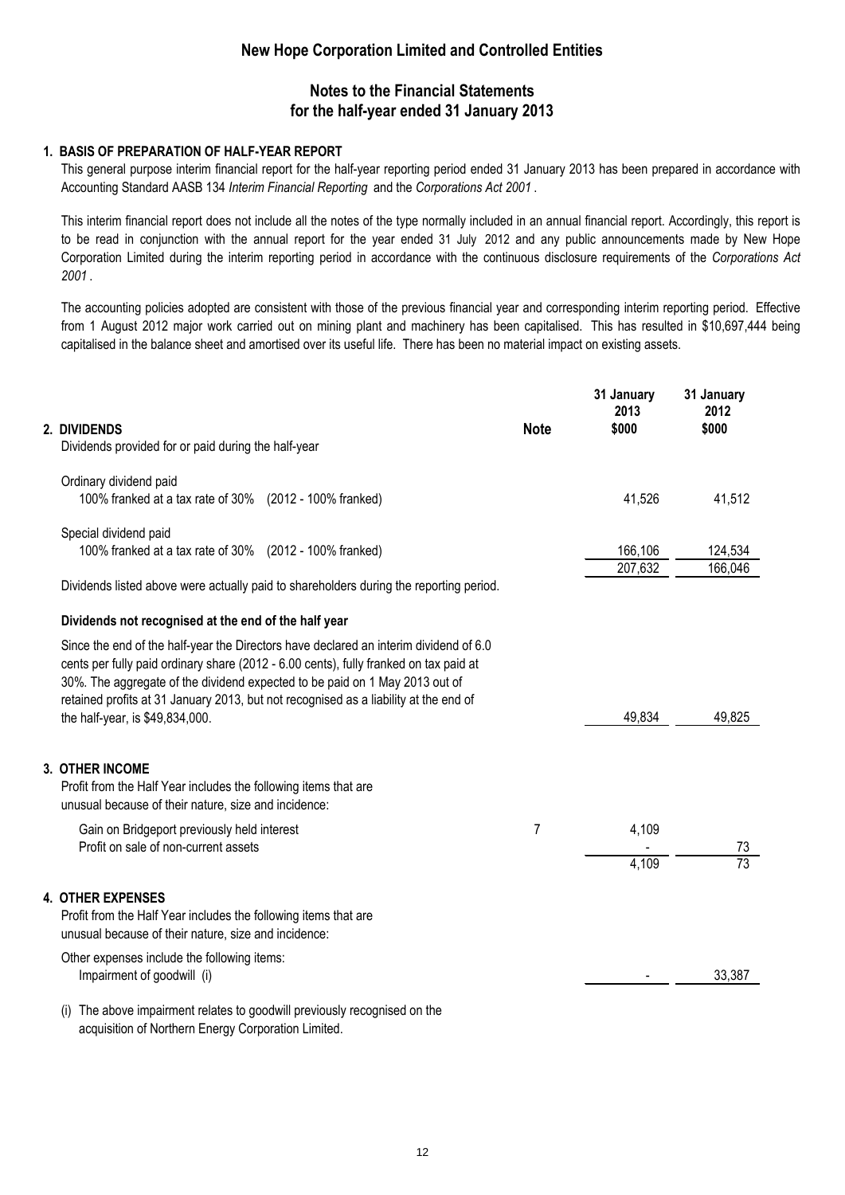# New Hope Corporation Limited and Controlled Entities

## Notes to the Financial Statements for the half-year ended 31 January 2013

### 1. BASIS OF PREPARATION OF HALF-YEAR REPORT

This general purpose interim financial report for the half-year reporting period ended 31 January 2013 has been prepared in accordance with Accounting Standard AASB 134 *Interim Financial Reporting* and the *Corporations Act 2001* .

This interim financial report does not include all the notes of the type normally included in an annual financial report. Accordingly, this report is to be read in conjunction with the annual report for the year ended 31 July 2012 and any public announcements made by New Hope Corporation Limited during the interim reporting period in accordance with the continuous disclosure requirements of the *Corporations Act 2001* .

The accounting policies adopted are consistent with those of the previous financial year and corresponding interim reporting period. Effective from 1 August 2012 major work carried out on mining plant and machinery has been capitalised. This has resulted in $10,697,444 being capitalised in the balance sheet and amortised over its useful life. There has been no material impact on existing assets.

| | Note | 31 January 2013 $000 | 31 January 2012 $000 |
|---|---|---|---|
| **2. DIVIDENDS** | | | |
| Dividends provided for or paid during the half-year | | | |
| Ordinary dividend paid | | | |
| 100% franked at a tax rate of 30% (2012 - 100% franked) | | 41,526 | 41,512 |
| Special dividend paid | | | |
| 100% franked at a tax rate of 30% (2012 - 100% franked) | | 166,106 | 124,534 |
| | | 207,632 | 166,046 |
| Dividends listed above were actually paid to shareholders during the reporting period. | | | |
| **Dividends not recognised at the end of the half year** | | | |
| Since the end of the half-year the Directors have declared an interim dividend of 6.0 cents per fully paid ordinary share (2012 - 6.00 cents), fully franked on tax paid at 30%. The aggregate of the dividend expected to be paid on 1 May 2013 out of retained profits at 31 January 2013, but not recognised as a liability at the end of the half-year, is $49,834,000. | | 49,834 | 49,825 |
| **3. OTHER INCOME** | | | |
| Profit from the Half Year includes the following items that are unusual because of their nature, size and incidence: | | | |
| Gain on Bridgeport previously held interest | 7 | 4,109 | |
| Profit on sale of non-current assets | | - | 73 |
| | | 4,109 | 73 |
| **4. OTHER EXPENSES** | | | |
| Profit from the Half Year includes the following items that are unusual because of their nature, size and incidence: | | | |
| Other expenses include the following items: | | | |
| Impairment of goodwill (i) | | - | 33,387 |

(i) The above impairment relates to goodwill previously recognised on the acquisition of Northern Energy Corporation Limited.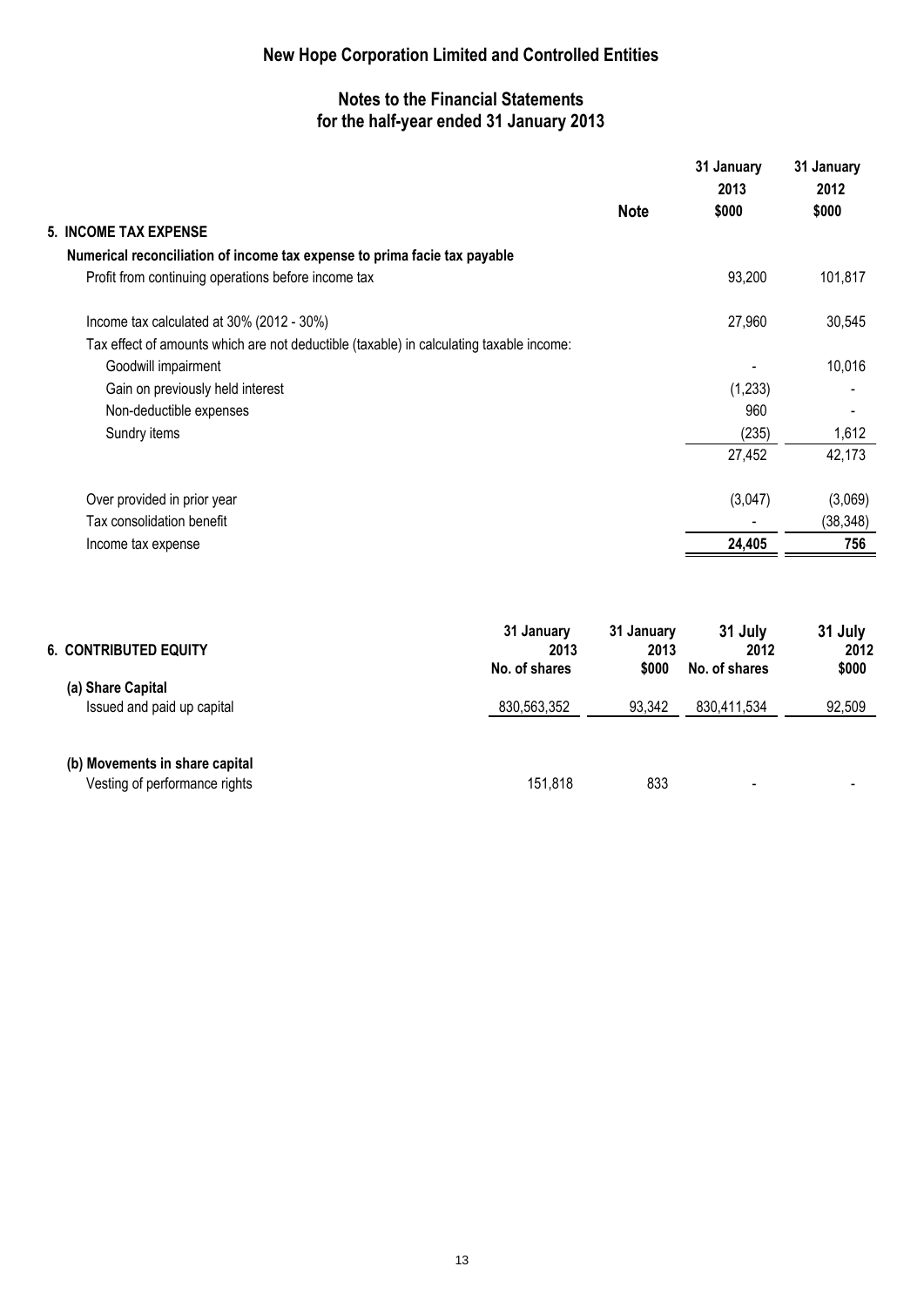# New Hope Corporation Limited and Controlled Entities

## Notes to the Financial Statements for the half-year ended 31 January 2013

| | Note | 31 January 2013 $000 | 31 January 2012 $000 |
|---|---|---|---|
| **5. INCOME TAX EXPENSE** | | | |
| **Numerical reconciliation of income tax expense to prima facie tax payable** | | | |
| Profit from continuing operations before income tax | | 93,200 | 101,817 |
| Income tax calculated at 30% (2012 - 30%) | | 27,960 | 30,545 |
| Tax effect of amounts which are not deductible (taxable) in calculating taxable income: | | | |
| Goodwill impairment | | - | 10,016 |
| Gain on previously held interest | | (1,233) | - |
| Non-deductible expenses | | 960 | - |
| Sundry items | | (235) | 1,612 |
| | | 27,452 | 42,173 |
| Over provided in prior year | | (3,047) | (3,069) |
| Tax consolidation benefit | | - | (38,348) |
| Income tax expense | | **24,405** | **756** |

| **6. CONTRIBUTED EQUITY** | 31 January 2013 No. of shares | 31 January 2013 $000 | 31 July 2012 No. of shares | 31 July 2012 $000 |
|---|---|---|---|---|
| **(a) Share Capital** | | | | |
| Issued and paid up capital | 830,563,352 | 93,342 | 830,411,534 | 92,509 |
| **(b) Movements in share capital** | | | | |
| Vesting of performance rights | 151,818 | 833 | - | - |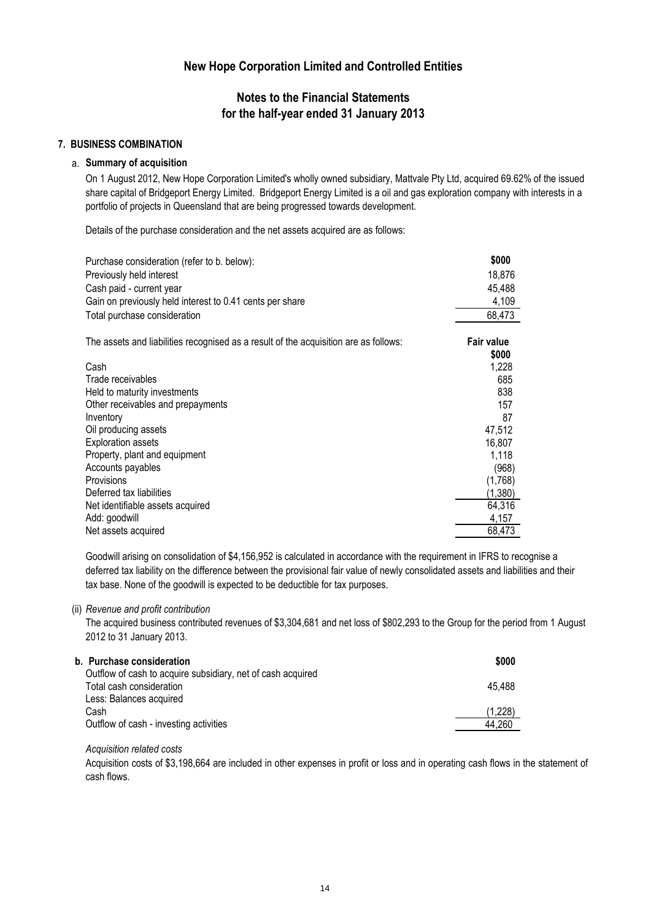# New Hope Corporation Limited and Controlled Entities

## Notes to the Financial Statements for the half-year ended 31 January 2013

### 7. BUSINESS COMBINATION

#### a. Summary of acquisition

On 1 August 2012, New Hope Corporation Limited's wholly owned subsidiary, Mattvale Pty Ltd, acquired 69.62% of the issued share capital of Bridgeport Energy Limited. Bridgeport Energy Limited is a oil and gas exploration company with interests in a portfolio of projects in Queensland that are being progressed towards development.

Details of the purchase consideration and the net assets acquired are as follows:

| Purchase consideration (refer to b. below): | $000 |
|---|---|
| Previously held interest | 18,876 |
| Cash paid - current year | 45,488 |
| Gain on previously held interest to 0.41 cents per share | 4,109 |
| Total purchase consideration | 68,473 |

| The assets and liabilities recognised as a result of the acquisition are as follows: | Fair value $000 |
|---|---|
| Cash | 1,228 |
| Trade receivables | 685 |
| Held to maturity investments | 838 |
| Other receivables and prepayments | 157 |
| Inventory | 87 |
| Oil producing assets | 47,512 |
| Exploration assets | 16,807 |
| Property, plant and equipment | 1,118 |
| Accounts payables | (968) |
| Provisions | (1,768) |
| Deferred tax liabilities | (1,380) |
| Net identifiable assets acquired | 64,316 |
| Add: goodwill | 4,157 |
| Net assets acquired | 68,473 |

Goodwill arising on consolidation of $4,156,952 is calculated in accordance with the requirement in IFRS to recognise a deferred tax liability on the difference between the provisional fair value of newly consolidated assets and liabilities and their tax base. None of the goodwill is expected to be deductible for tax purposes.

(ii) *Revenue and profit contribution*

The acquired business contributed revenues of $3,304,681 and net loss of $802,293 to the Group for the period from 1 August 2012 to 31 January 2013.

#### b. Purchase consideration

| | $000 |
|---|---|
| Outflow of cash to acquire subsidiary, net of cash acquired | |
| Total cash consideration | 45,488 |
| Less: Balances acquired | |
| Cash | (1,228) |
| Outflow of cash - investing activities | 44,260 |

*Acquisition related costs*

Acquisition costs of $3,198,664 are included in other expenses in profit or loss and in operating cash flows in the statement of cash flows.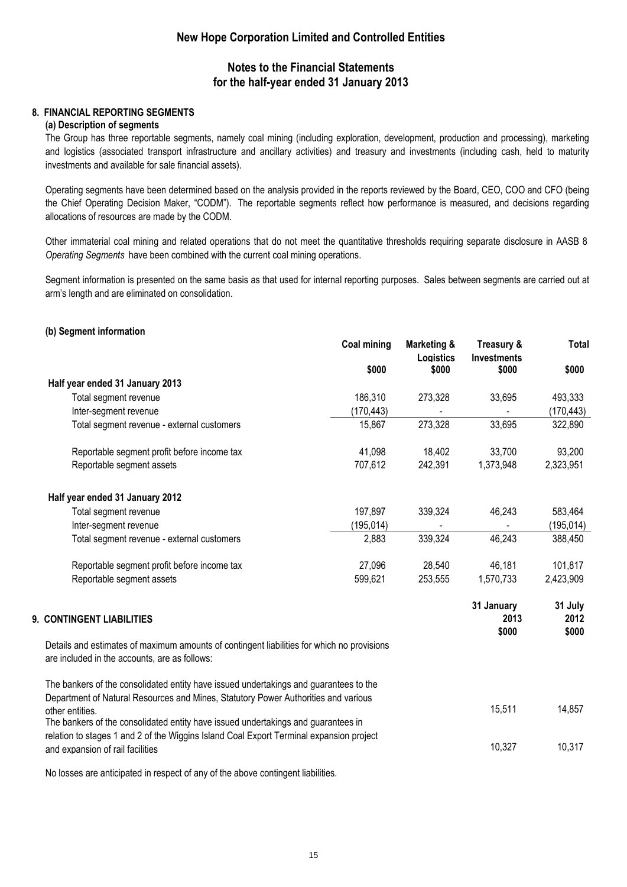# New Hope Corporation Limited and Controlled Entities

## Notes to the Financial Statements for the half-year ended 31 January 2013

### 8. FINANCIAL REPORTING SEGMENTS

#### (a) Description of segments

The Group has three reportable segments, namely coal mining (including exploration, development, production and processing), marketing and logistics (associated transport infrastructure and ancillary activities) and treasury and investments (including cash, held to maturity investments and available for sale financial assets).

Operating segments have been determined based on the analysis provided in the reports reviewed by the Board, CEO, COO and CFO (being the Chief Operating Decision Maker, "CODM"). The reportable segments reflect how performance is measured, and decisions regarding allocations of resources are made by the CODM.

Other immaterial coal mining and related operations that do not meet the quantitative thresholds requiring separate disclosure in AASB 8 *Operating Segments* have been combined with the current coal mining operations.

Segment information is presented on the same basis as that used for internal reporting purposes. Sales between segments are carried out at arm's length and are eliminated on consolidation.

#### (b) Segment information

| | Coal mining | Marketing & Logistics | Treasury & Investments | Total |
|---|---|---|---|---|
| | $000 | $000 | $000 | $000 |
| **Half year ended 31 January 2013** | | | | |
| Total segment revenue | 186,310 | 273,328 | 33,695 | 493,333 |
| Inter-segment revenue | (170,443) | - | - | (170,443) |
| Total segment revenue - external customers | 15,867 | 273,328 | 33,695 | 322,890 |
| Reportable segment profit before income tax | 41,098 | 18,402 | 33,700 | 93,200 |
| Reportable segment assets | 707,612 | 242,391 | 1,373,948 | 2,323,951 |
| **Half year ended 31 January 2012** | | | | |
| Total segment revenue | 197,897 | 339,324 | 46,243 | 583,464 |
| Inter-segment revenue | (195,014) | - | - | (195,014) |
| Total segment revenue - external customers | 2,883 | 339,324 | 46,243 | 388,450 |
| Reportable segment profit before income tax | 27,096 | 28,540 | 46,181 | 101,817 |
| Reportable segment assets | 599,621 | 253,555 | 1,570,733 | 2,423,909 |

### 9. CONTINGENT LIABILITIES

| | 31 January 2013 | 31 July 2012 |
|---|---|---|
| | $000 | $000 |
| Details and estimates of maximum amounts of contingent liabilities for which no provisions are included in the accounts, are as follows: | | |
| The bankers of the consolidated entity have issued undertakings and guarantees to the Department of Natural Resources and Mines, Statutory Power Authorities and various other entities. | 15,511 | 14,857 |
| The bankers of the consolidated entity have issued undertakings and guarantees in relation to stages 1 and 2 of the Wiggins Island Coal Export Terminal expansion project and expansion of rail facilities | 10,327 | 10,317 |

No losses are anticipated in respect of any of the above contingent liabilities.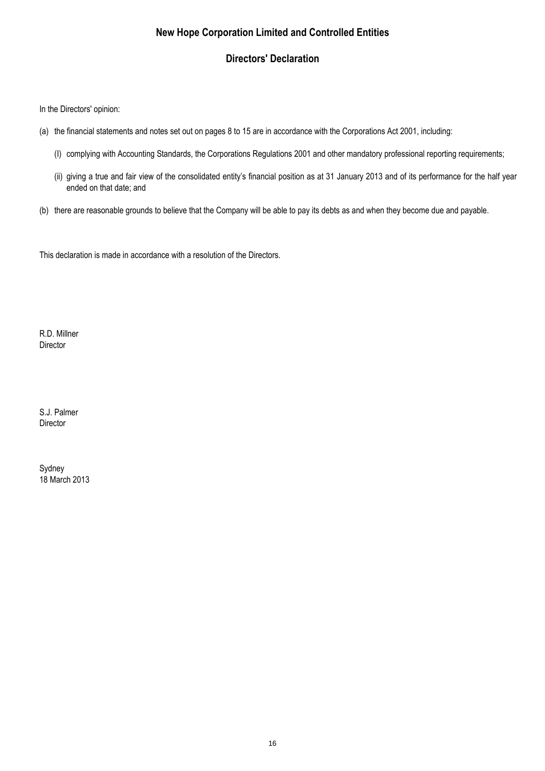# New Hope Corporation Limited and Controlled Entities

## Directors' Declaration

In the Directors' opinion:

(a) the financial statements and notes set out on pages 8 to 15 are in accordance with the Corporations Act 2001, including:

(I) complying with Accounting Standards, the Corporations Regulations 2001 and other mandatory professional reporting requirements;

(ii) giving a true and fair view of the consolidated entity's financial position as at 31 January 2013 and of its performance for the half year ended on that date; and

(b) there are reasonable grounds to believe that the Company will be able to pay its debts as and when they become due and payable.

This declaration is made in accordance with a resolution of the Directors.

R.D. Millner
Director

S.J. Palmer
Director

Sydney
18 March 2013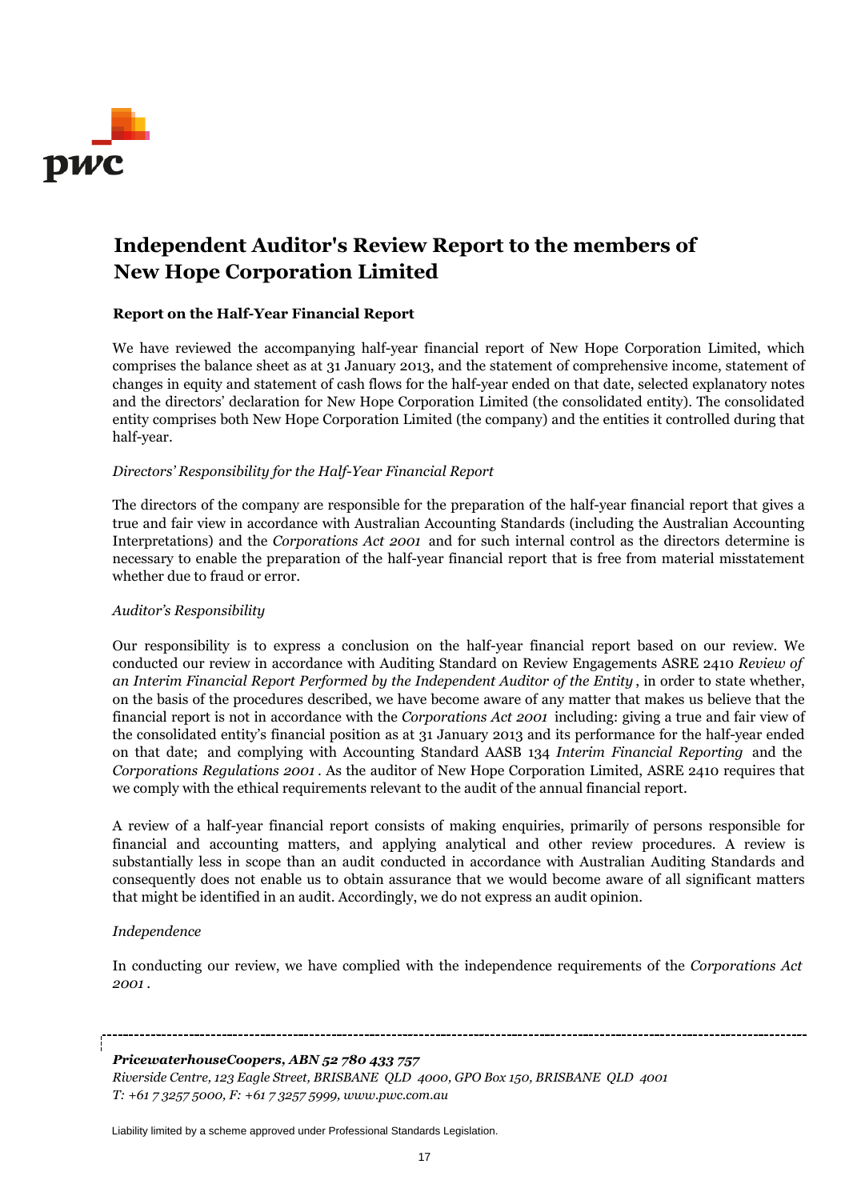# Independent Auditor's Review Report to the members of New Hope Corporation Limited

## Report on the Half-Year Financial Report

We have reviewed the accompanying half-year financial report of New Hope Corporation Limited, which comprises the balance sheet as at 31 January 2013, and the statement of comprehensive income, statement of changes in equity and statement of cash flows for the half-year ended on that date, selected explanatory notes and the directors' declaration for New Hope Corporation Limited (the consolidated entity). The consolidated entity comprises both New Hope Corporation Limited (the company) and the entities it controlled during that half-year.

*Directors' Responsibility for the Half-Year Financial Report*

The directors of the company are responsible for the preparation of the half-year financial report that gives a true and fair view in accordance with Australian Accounting Standards (including the Australian Accounting Interpretations) and the *Corporations Act 2001* and for such internal control as the directors determine is necessary to enable the preparation of the half-year financial report that is free from material misstatement whether due to fraud or error.

*Auditor's Responsibility*

Our responsibility is to express a conclusion on the half-year financial report based on our review. We conducted our review in accordance with Auditing Standard on Review Engagements ASRE 2410 *Review of an Interim Financial Report Performed by the Independent Auditor of the Entity*, in order to state whether, on the basis of the procedures described, we have become aware of any matter that makes us believe that the financial report is not in accordance with the *Corporations Act 2001* including: giving a true and fair view of the consolidated entity's financial position as at 31 January 2013 and its performance for the half-year ended on that date; and complying with Accounting Standard AASB 134 *Interim Financial Reporting* and the *Corporations Regulations 2001*. As the auditor of New Hope Corporation Limited, ASRE 2410 requires that we comply with the ethical requirements relevant to the audit of the annual financial report.

A review of a half-year financial report consists of making enquiries, primarily of persons responsible for financial and accounting matters, and applying analytical and other review procedures. A review is substantially less in scope than an audit conducted in accordance with Australian Auditing Standards and consequently does not enable us to obtain assurance that we would become aware of all significant matters that might be identified in an audit. Accordingly, we do not express an audit opinion.

*Independence*

In conducting our review, we have complied with the independence requirements of the *Corporations Act 2001*.

***PricewaterhouseCoopers, ABN 52 780 433 757***
*Riverside Centre, 123 Eagle Street, BRISBANE QLD 4000, GPO Box 150, BRISBANE QLD 4001*
*T: +61 7 3257 5000, F: +61 7 3257 5999, www.pwc.com.au*

Liability limited by a scheme approved under Professional Standards Legislation.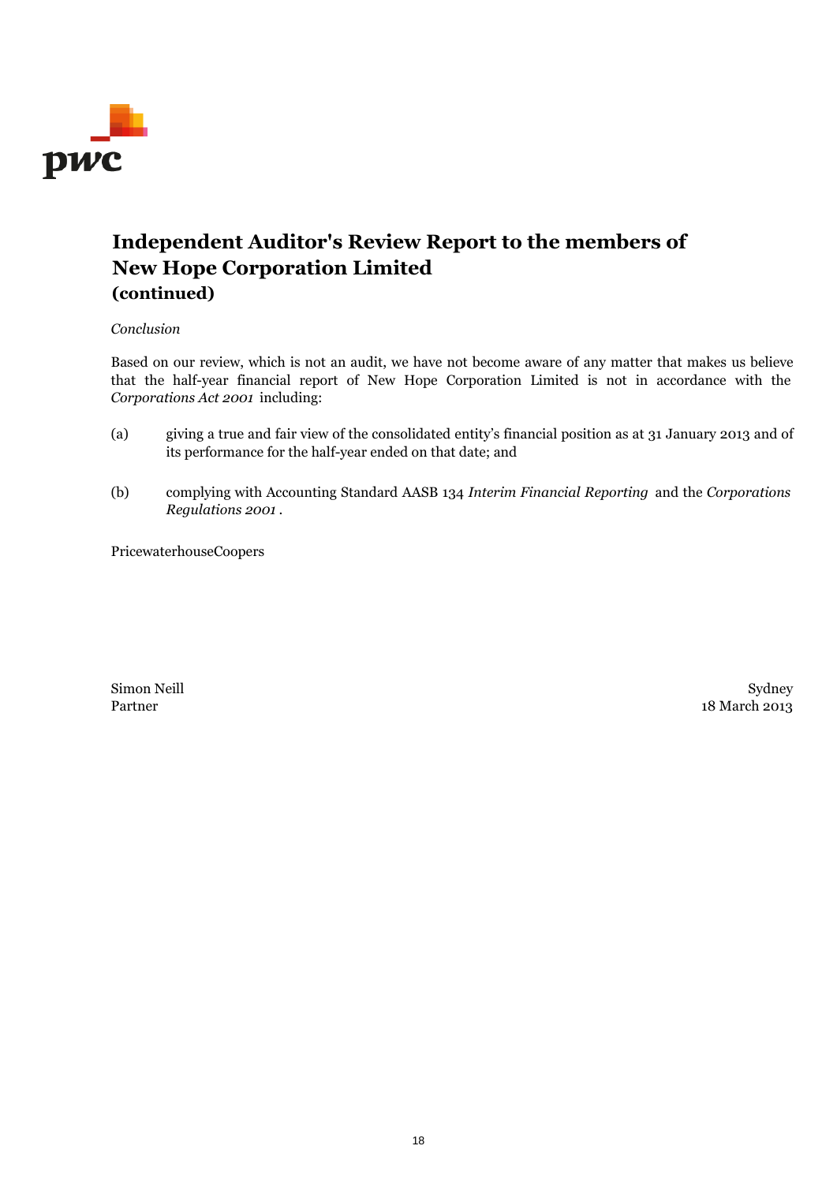pwc

# Independent Auditor's Review Report to the members of New Hope Corporation Limited (continued)

*Conclusion*

Based on our review, which is not an audit, we have not become aware of any matter that makes us believe that the half-year financial report of New Hope Corporation Limited is not in accordance with the *Corporations Act 2001* including:

(a) giving a true and fair view of the consolidated entity's financial position as at 31 January 2013 and of its performance for the half-year ended on that date; and

(b) complying with Accounting Standard AASB 134 *Interim Financial Reporting* and the *Corporations Regulations 2001*.

PricewaterhouseCoopers

Simon Neill
Partner

Sydney
18 March 2013